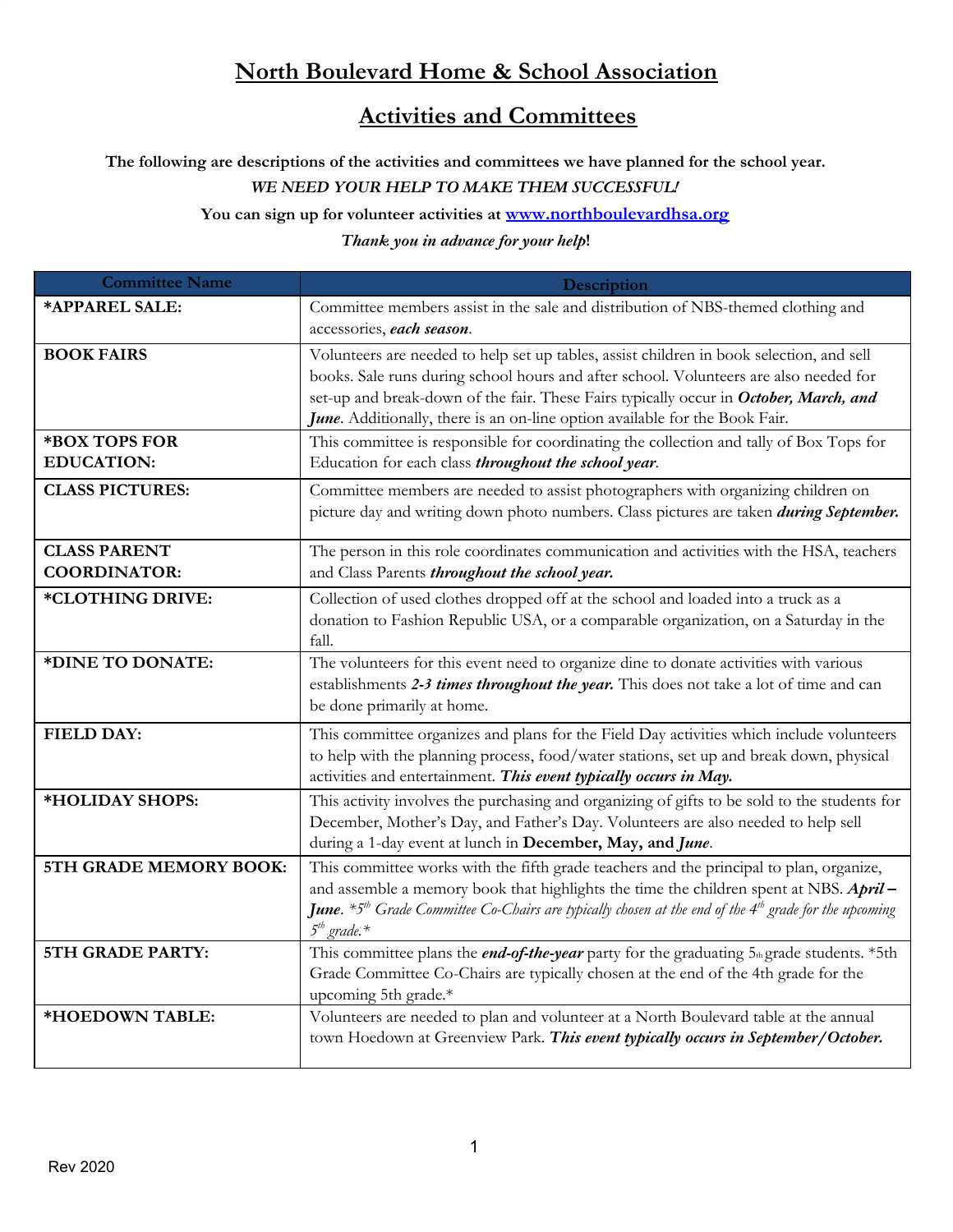# North Boulevard Home & School Association

## Activities and Committees

**The following are descriptions of the activities and committees we have planned for the school year.**

***WE NEED YOUR HELP TO MAKE THEM SUCCESSFUL!***

**You can sign up for volunteer activities at [www.northboulevardhsa.org](http://www.northboulevardhsa.org)**

***Thank you in advance for your help*!**

| Committee Name | Description |
|---|---|
| **\*APPAREL SALE:** | Committee members assist in the sale and distribution of NBS-themed clothing and accessories, ***each season***. |
| **BOOK FAIRS** | Volunteers are needed to help set up tables, assist children in book selection, and sell books. Sale runs during school hours and after school. Volunteers are also needed for set-up and break-down of the fair. These Fairs typically occur in ***October, March, and June***. Additionally, there is an on-line option available for the Book Fair. |
| **\*BOX TOPS FOR EDUCATION:** | This committee is responsible for coordinating the collection and tally of Box Tops for Education for each class ***throughout the school year***. |
| **CLASS PICTURES:** | Committee members are needed to assist photographers with organizing children on picture day and writing down photo numbers. Class pictures are taken ***during September.*** |
| **CLASS PARENT COORDINATOR:** | The person in this role coordinates communication and activities with the HSA, teachers and Class Parents ***throughout the school year.*** |
| **\*CLOTHING DRIVE:** | Collection of used clothes dropped off at the school and loaded into a truck as a donation to Fashion Republic USA, or a comparable organization, on a Saturday in the fall. |
| **\*DINE TO DONATE:** | The volunteers for this event need to organize dine to donate activities with various establishments ***2-3 times throughout the year.*** This does not take a lot of time and can be done primarily at home. |
| **FIELD DAY:** | This committee organizes and plans for the Field Day activities which include volunteers to help with the planning process, food/water stations, set up and break down, physical activities and entertainment. ***This event typically occurs in May.*** |
| **\*HOLIDAY SHOPS:** | This activity involves the purchasing and organizing of gifts to be sold to the students for December, Mother's Day, and Father's Day. Volunteers are also needed to help sell during a 1-day event at lunch in **December, May, and *June***. |
| **5TH GRADE MEMORY BOOK:** | This committee works with the fifth grade teachers and the principal to plan, organize, and assemble a memory book that highlights the time the children spent at NBS. ***April – June***. *\*5th Grade Committee Co-Chairs are typically chosen at the end of the 4th grade for the upcoming 5th grade.\** |
| **5TH GRADE PARTY:** | This committee plans the ***end-of-the-year*** party for the graduating 5th grade students. \*5th Grade Committee Co-Chairs are typically chosen at the end of the 4th grade for the upcoming 5th grade.\* |
| **\*HOEDOWN TABLE:** | Volunteers are needed to plan and volunteer at a North Boulevard table at the annual town Hoedown at Greenview Park. ***This event typically occurs in September/October.*** |

Rev 2020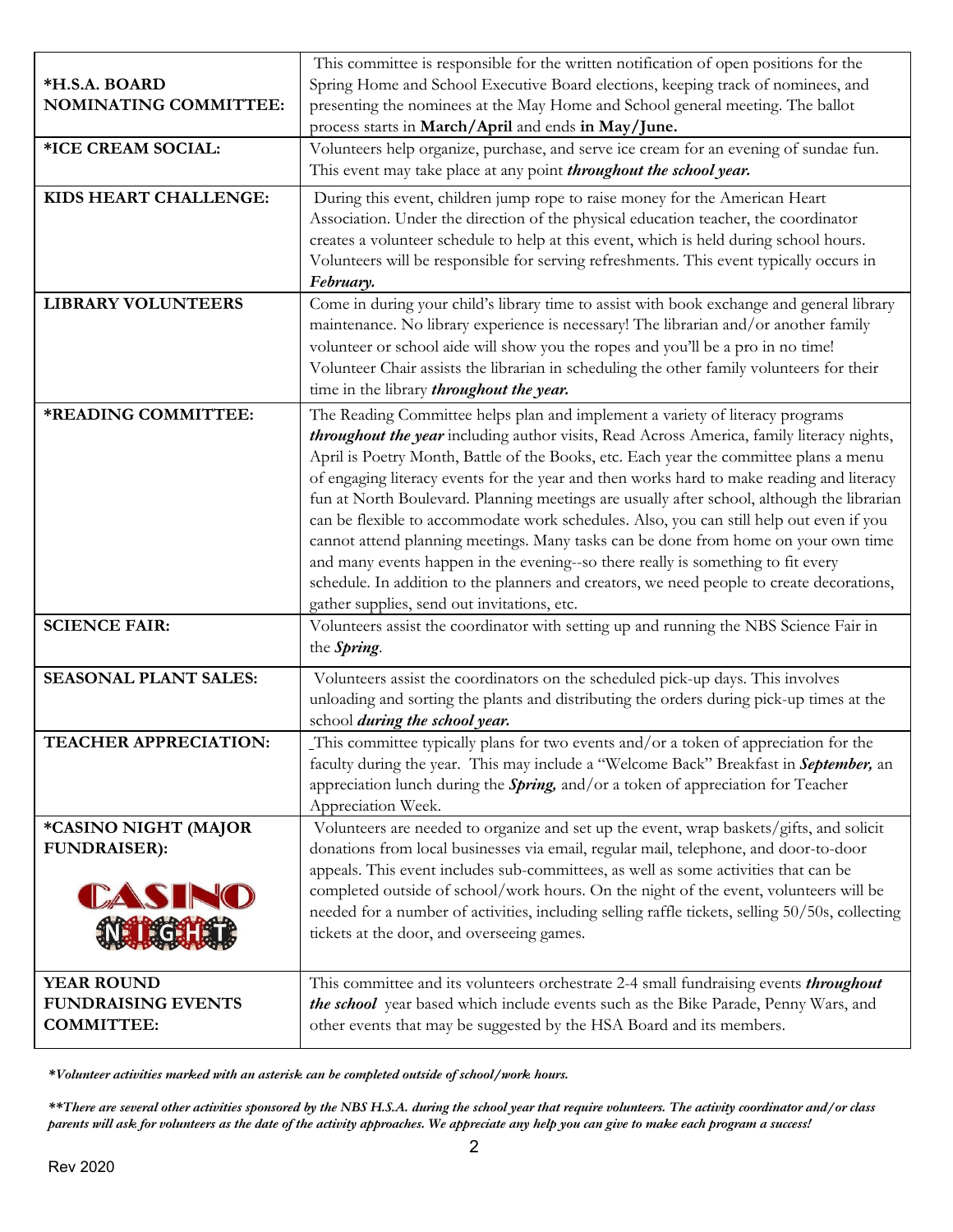| | |
|---|---|
| **\*H.S.A. BOARD NOMINATING COMMITTEE:** | This committee is responsible for the written notification of open positions for the Spring Home and School Executive Board elections, keeping track of nominees, and presenting the nominees at the May Home and School general meeting. The ballot process starts in **March/April** and ends **in May/June.** |
| **\*ICE CREAM SOCIAL:** | Volunteers help organize, purchase, and serve ice cream for an evening of sundae fun. This event may take place at any point ***throughout the school year.*** |
| **KIDS HEART CHALLENGE:** | During this event, children jump rope to raise money for the American Heart Association. Under the direction of the physical education teacher, the coordinator creates a volunteer schedule to help at this event, which is held during school hours. Volunteers will be responsible for serving refreshments. This event typically occurs in ***February.*** |
| **LIBRARY VOLUNTEERS** | Come in during your child's library time to assist with book exchange and general library maintenance. No library experience is necessary! The librarian and/or another family volunteer or school aide will show you the ropes and you'll be a pro in no time! Volunteer Chair assists the librarian in scheduling the other family volunteers for their time in the library ***throughout the year.*** |
| **\*READING COMMITTEE:** | The Reading Committee helps plan and implement a variety of literacy programs ***throughout the year*** including author visits, Read Across America, family literacy nights, April is Poetry Month, Battle of the Books, etc. Each year the committee plans a menu of engaging literacy events for the year and then works hard to make reading and literacy fun at North Boulevard. Planning meetings are usually after school, although the librarian can be flexible to accommodate work schedules. Also, you can still help out even if you cannot attend planning meetings. Many tasks can be done from home on your own time and many events happen in the evening--so there really is something to fit every schedule. In addition to the planners and creators, we need people to create decorations, gather supplies, send out invitations, etc. |
| **SCIENCE FAIR:** | Volunteers assist the coordinator with setting up and running the NBS Science Fair in the ***Spring***. |
| **SEASONAL PLANT SALES:** | Volunteers assist the coordinators on the scheduled pick-up days. This involves unloading and sorting the plants and distributing the orders during pick-up times at the school ***during the school year.*** |
| **TEACHER APPRECIATION:** | This committee typically plans for two events and/or a token of appreciation for the faculty during the year. This may include a "Welcome Back" Breakfast in ***September,*** an appreciation lunch during the ***Spring,*** and/or a token of appreciation for Teacher Appreciation Week. |
| **\*CASINO NIGHT (MAJOR FUNDRAISER):** CASINO NIGHT | Volunteers are needed to organize and set up the event, wrap baskets/gifts, and solicit donations from local businesses via email, regular mail, telephone, and door-to-door appeals. This event includes sub-committees, as well as some activities that can be completed outside of school/work hours. On the night of the event, volunteers will be needed for a number of activities, including selling raffle tickets, selling 50/50s, collecting tickets at the door, and overseeing games. |
| **YEAR ROUND FUNDRAISING EVENTS COMMITTEE:** | This committee and its volunteers orchestrate 2-4 small fundraising events ***throughout the school*** year based which include events such as the Bike Parade, Penny Wars, and other events that may be suggested by the HSA Board and its members. |

***\*Volunteer activities marked with an asterisk can be completed outside of school/work hours.***

***\*\*There are several other activities sponsored by the NBS H.S.A. during the school year that require volunteers. The activity coordinator and/or class parents will ask for volunteers as the date of the activity approaches. We appreciate any help you can give to make each program a success!***

Rev 2020